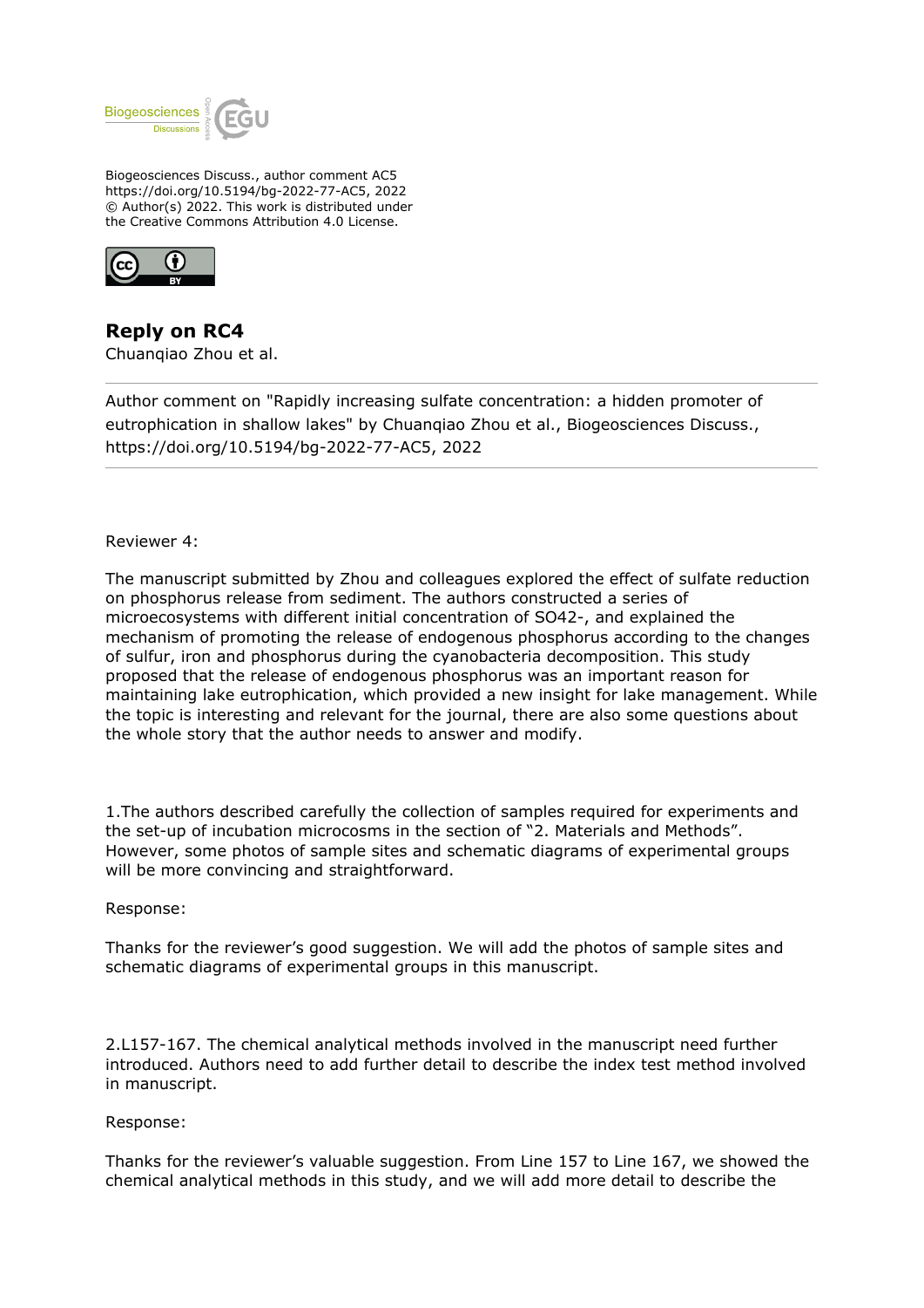Biogeosciences Discuss., author comment AC5
https://doi.org/10.5194/bg-2022-77-AC5, 2022
© Author(s) 2022. This work is distributed under
the Creative Commons Attribution 4.0 License.

## Reply on RC4

Chuanqiao Zhou et al.

---

Author comment on "Rapidly increasing sulfate concentration: a hidden promoter of eutrophication in shallow lakes" by Chuanqiao Zhou et al., Biogeosciences Discuss., https://doi.org/10.5194/bg-2022-77-AC5, 2022

---

Reviewer 4:

The manuscript submitted by Zhou and colleagues explored the effect of sulfate reduction on phosphorus release from sediment. The authors constructed a series of microecosystems with different initial concentration of SO42-, and explained the mechanism of promoting the release of endogenous phosphorus according to the changes of sulfur, iron and phosphorus during the cyanobacteria decomposition. This study proposed that the release of endogenous phosphorus was an important reason for maintaining lake eutrophication, which provided a new insight for lake management. While the topic is interesting and relevant for the journal, there are also some questions about the whole story that the author needs to answer and modify.

1.The authors described carefully the collection of samples required for experiments and the set-up of incubation microcosms in the section of "2. Materials and Methods". However, some photos of sample sites and schematic diagrams of experimental groups will be more convincing and straightforward.

Response:

Thanks for the reviewer's good suggestion. We will add the photos of sample sites and schematic diagrams of experimental groups in this manuscript.

2.L157-167. The chemical analytical methods involved in the manuscript need further introduced. Authors need to add further detail to describe the index test method involved in manuscript.

Response:

Thanks for the reviewer's valuable suggestion. From Line 157 to Line 167, we showed the chemical analytical methods in this study, and we will add more detail to describe the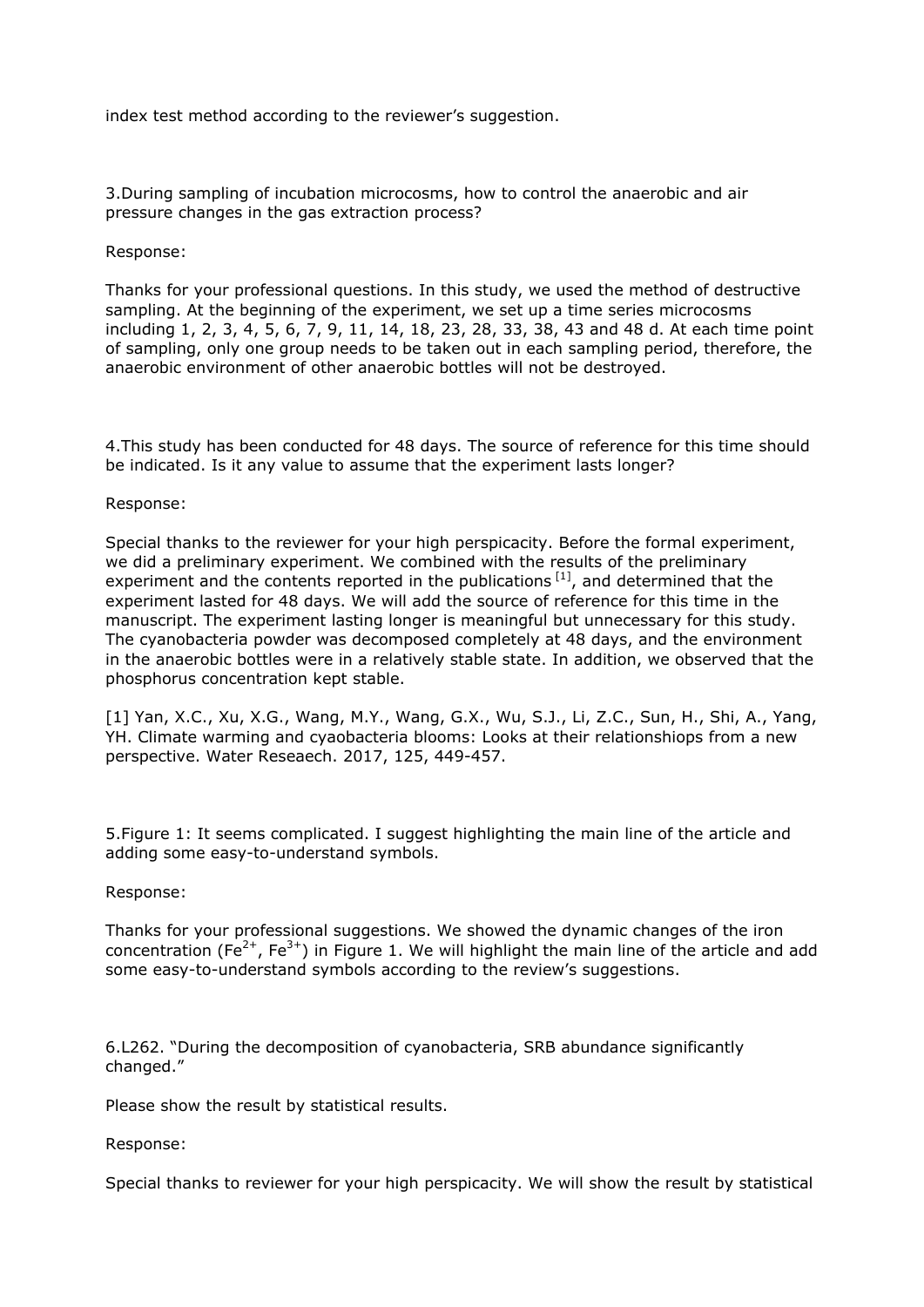index test method according to the reviewer's suggestion.

3.During sampling of incubation microcosms, how to control the anaerobic and air pressure changes in the gas extraction process?

Response:

Thanks for your professional questions. In this study, we used the method of destructive sampling. At the beginning of the experiment, we set up a time series microcosms including 1, 2, 3, 4, 5, 6, 7, 9, 11, 14, 18, 23, 28, 33, 38, 43 and 48 d. At each time point of sampling, only one group needs to be taken out in each sampling period, therefore, the anaerobic environment of other anaerobic bottles will not be destroyed.

4.This study has been conducted for 48 days. The source of reference for this time should be indicated. Is it any value to assume that the experiment lasts longer?

Response:

Special thanks to the reviewer for your high perspicacity. Before the formal experiment, we did a preliminary experiment. We combined with the results of the preliminary experiment and the contents reported in the publications [1], and determined that the experiment lasted for 48 days. We will add the source of reference for this time in the manuscript. The experiment lasting longer is meaningful but unnecessary for this study. The cyanobacteria powder was decomposed completely at 48 days, and the environment in the anaerobic bottles were in a relatively stable state. In addition, we observed that the phosphorus concentration kept stable.

[1] Yan, X.C., Xu, X.G., Wang, M.Y., Wang, G.X., Wu, S.J., Li, Z.C., Sun, H., Shi, A., Yang, YH. Climate warming and cyaobacteria blooms: Looks at their relationshiops from a new perspective. Water Reseaech. 2017, 125, 449-457.

5.Figure 1: It seems complicated. I suggest highlighting the main line of the article and adding some easy-to-understand symbols.

Response:

Thanks for your professional suggestions. We showed the dynamic changes of the iron concentration ($Fe^{2+}$, $Fe^{3+}$) in Figure 1. We will highlight the main line of the article and add some easy-to-understand symbols according to the review's suggestions.

6.L262. "During the decomposition of cyanobacteria, SRB abundance significantly changed."

Please show the result by statistical results.

Response:

Special thanks to reviewer for your high perspicacity. We will show the result by statistical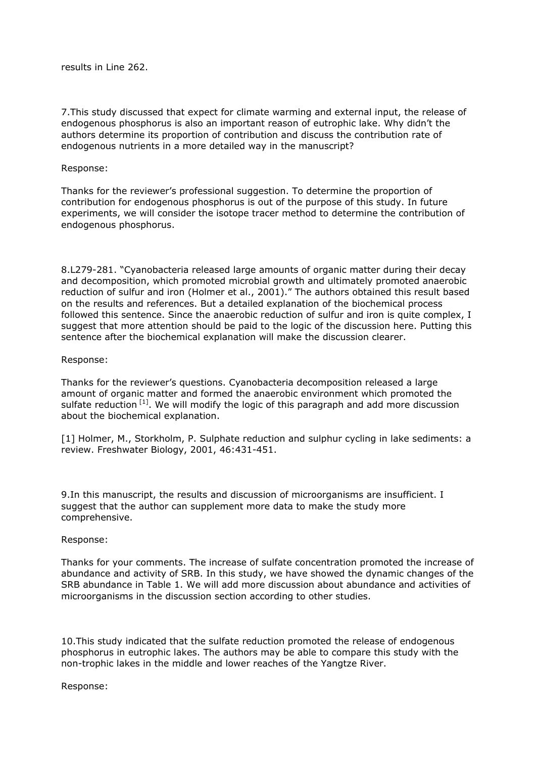results in Line 262.

7.This study discussed that expect for climate warming and external input, the release of endogenous phosphorus is also an important reason of eutrophic lake. Why didn't the authors determine its proportion of contribution and discuss the contribution rate of endogenous nutrients in a more detailed way in the manuscript?

Response:

Thanks for the reviewer's professional suggestion. To determine the proportion of contribution for endogenous phosphorus is out of the purpose of this study. In future experiments, we will consider the isotope tracer method to determine the contribution of endogenous phosphorus.

8.L279-281. "Cyanobacteria released large amounts of organic matter during their decay and decomposition, which promoted microbial growth and ultimately promoted anaerobic reduction of sulfur and iron (Holmer et al., 2001)." The authors obtained this result based on the results and references. But a detailed explanation of the biochemical process followed this sentence. Since the anaerobic reduction of sulfur and iron is quite complex, I suggest that more attention should be paid to the logic of the discussion here. Putting this sentence after the biochemical explanation will make the discussion clearer.

Response:

Thanks for the reviewer's questions. Cyanobacteria decomposition released a large amount of organic matter and formed the anaerobic environment which promoted the sulfate reduction [1]. We will modify the logic of this paragraph and add more discussion about the biochemical explanation.

[1] Holmer, M., Storkholm, P. Sulphate reduction and sulphur cycling in lake sediments: a review. Freshwater Biology, 2001, 46:431-451.

9.In this manuscript, the results and discussion of microorganisms are insufficient. I suggest that the author can supplement more data to make the study more comprehensive.

Response:

Thanks for your comments. The increase of sulfate concentration promoted the increase of abundance and activity of SRB. In this study, we have showed the dynamic changes of the SRB abundance in Table 1. We will add more discussion about abundance and activities of microorganisms in the discussion section according to other studies.

10.This study indicated that the sulfate reduction promoted the release of endogenous phosphorus in eutrophic lakes. The authors may be able to compare this study with the non-trophic lakes in the middle and lower reaches of the Yangtze River.

Response: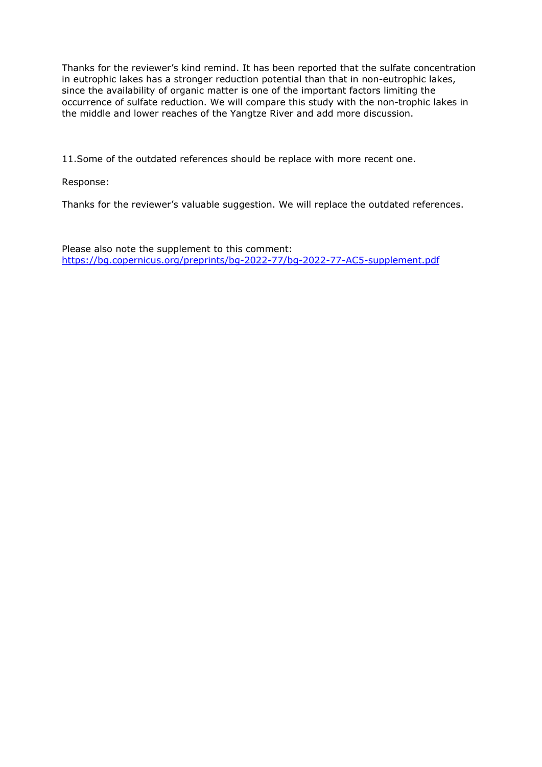Thanks for the reviewer's kind remind. It has been reported that the sulfate concentration in eutrophic lakes has a stronger reduction potential than that in non-eutrophic lakes, since the availability of organic matter is one of the important factors limiting the occurrence of sulfate reduction. We will compare this study with the non-trophic lakes in the middle and lower reaches of the Yangtze River and add more discussion.

11.Some of the outdated references should be replace with more recent one.

Response:

Thanks for the reviewer's valuable suggestion. We will replace the outdated references.

Please also note the supplement to this comment:
https://bg.copernicus.org/preprints/bg-2022-77/bg-2022-77-AC5-supplement.pdf